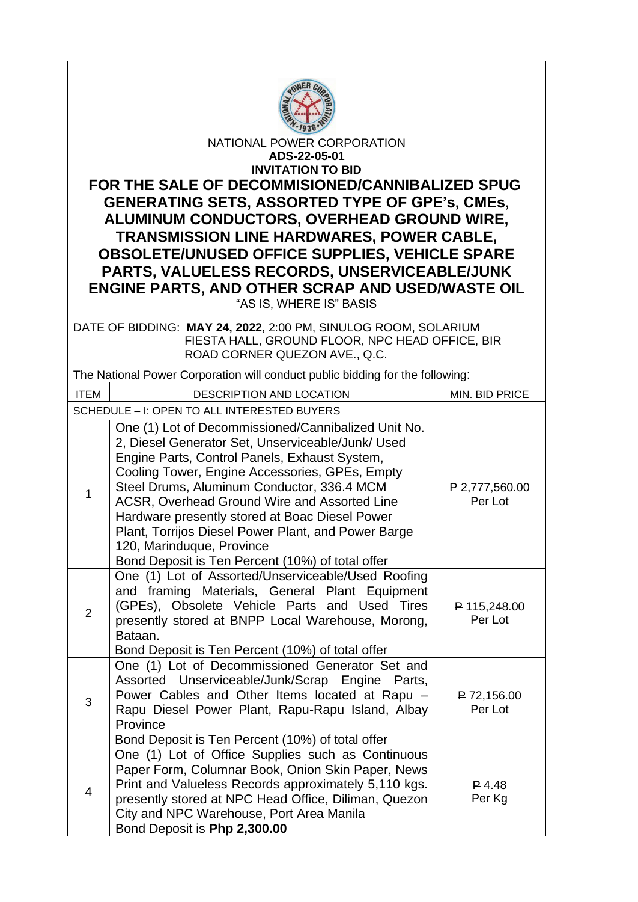NATIONAL POWER CORPORATION

**ADS-22-05-01**

**INVITATION TO BID**

# FOR THE SALE OF DECOMMISIONED/CANNIBALIZED SPUG GENERATING SETS, ASSORTED TYPE OF GPE's, CMEs, ALUMINUM CONDUCTORS, OVERHEAD GROUND WIRE, TRANSMISSION LINE HARDWARES, POWER CABLE, OBSOLETE/UNUSED OFFICE SUPPLIES, VEHICLE SPARE PARTS, VALUELESS RECORDS, UNSERVICEABLE/JUNK ENGINE PARTS, AND OTHER SCRAP AND USED/WASTE OIL

"AS IS, WHERE IS" BASIS

DATE OF BIDDING: **MAY 24, 2022**, 2:00 PM, SINULOG ROOM, SOLARIUM FIESTA HALL, GROUND FLOOR, NPC HEAD OFFICE, BIR ROAD CORNER QUEZON AVE., Q.C.

The National Power Corporation will conduct public bidding for the following:

| ITEM | DESCRIPTION AND LOCATION | MIN. BID PRICE |
|---|---|---|
| SCHEDULE – I: OPEN TO ALL INTERESTED BUYERS | | |
| 1 | One (1) Lot of Decommissioned/Cannibalized Unit No. 2, Diesel Generator Set, Unserviceable/Junk/ Used Engine Parts, Control Panels, Exhaust System, Cooling Tower, Engine Accessories, GPEs, Empty Steel Drums, Aluminum Conductor, 336.4 MCM ACSR, Overhead Ground Wire and Assorted Line Hardware presently stored at Boac Diesel Power Plant, Torrijos Diesel Power Plant, and Power Barge 120, Marinduque, Province<br>Bond Deposit is Ten Percent (10%) of total offer | ₱ 2,777,560.00 Per Lot |
| 2 | One (1) Lot of Assorted/Unserviceable/Used Roofing and framing Materials, General Plant Equipment (GPEs), Obsolete Vehicle Parts and Used Tires presently stored at BNPP Local Warehouse, Morong, Bataan.<br>Bond Deposit is Ten Percent (10%) of total offer | ₱ 115,248.00 Per Lot |
| 3 | One (1) Lot of Decommissioned Generator Set and Assorted Unserviceable/Junk/Scrap Engine Parts, Power Cables and Other Items located at Rapu – Rapu Diesel Power Plant, Rapu-Rapu Island, Albay Province<br>Bond Deposit is Ten Percent (10%) of total offer | ₱ 72,156.00 Per Lot |
| 4 | One (1) Lot of Office Supplies such as Continuous Paper Form, Columnar Book, Onion Skin Paper, News Print and Valueless Records approximately 5,110 kgs. presently stored at NPC Head Office, Diliman, Quezon City and NPC Warehouse, Port Area Manila<br>Bond Deposit is **Php 2,300.00** | ₱ 4.48 Per Kg |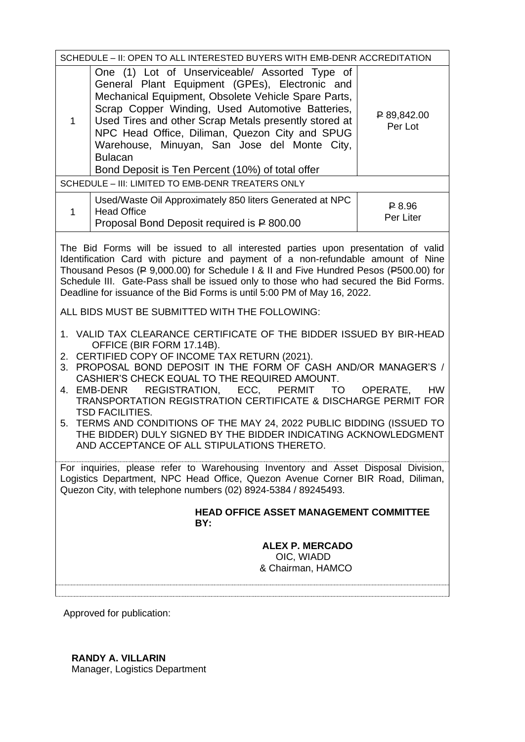| | | |
|---|---|---|
| SCHEDULE – II: OPEN TO ALL INTERESTED BUYERS WITH EMB-DENR ACCREDITATION | | |
| 1 | One (1) Lot of Unserviceable/ Assorted Type of General Plant Equipment (GPEs), Electronic and Mechanical Equipment, Obsolete Vehicle Spare Parts, Scrap Copper Winding, Used Automotive Batteries, Used Tires and other Scrap Metals presently stored at NPC Head Office, Diliman, Quezon City and SPUG Warehouse, Minuyan, San Jose del Monte City, Bulacan<br>Bond Deposit is Ten Percent (10%) of total offer | ₱ 89,842.00 Per Lot |
| SCHEDULE – III: LIMITED TO EMB-DENR TREATERS ONLY | | |
| 1 | Used/Waste Oil Approximately 850 liters Generated at NPC Head Office<br>Proposal Bond Deposit required is ₱ 800.00 | ₱ 8.96 Per Liter |

The Bid Forms will be issued to all interested parties upon presentation of valid Identification Card with picture and payment of a non-refundable amount of Nine Thousand Pesos (₱ 9,000.00) for Schedule I & II and Five Hundred Pesos (₱500.00) for Schedule III. Gate-Pass shall be issued only to those who had secured the Bid Forms. Deadline for issuance of the Bid Forms is until 5:00 PM of May 16, 2022.

ALL BIDS MUST BE SUBMITTED WITH THE FOLLOWING:

1. VALID TAX CLEARANCE CERTIFICATE OF THE BIDDER ISSUED BY BIR-HEAD OFFICE (BIR FORM 17.14B).
2. CERTIFIED COPY OF INCOME TAX RETURN (2021).
3. PROPOSAL BOND DEPOSIT IN THE FORM OF CASH AND/OR MANAGER'S / CASHIER'S CHECK EQUAL TO THE REQUIRED AMOUNT.
4. EMB-DENR REGISTRATION, ECC, PERMIT TO OPERATE, HW TRANSPORTATION REGISTRATION CERTIFICATE & DISCHARGE PERMIT FOR TSD FACILITIES.
5. TERMS AND CONDITIONS OF THE MAY 24, 2022 PUBLIC BIDDING (ISSUED TO THE BIDDER) DULY SIGNED BY THE BIDDER INDICATING ACKNOWLEDGMENT AND ACCEPTANCE OF ALL STIPULATIONS THERETO.

For inquiries, please refer to Warehousing Inventory and Asset Disposal Division, Logistics Department, NPC Head Office, Quezon Avenue Corner BIR Road, Diliman, Quezon City, with telephone numbers (02) 8924-5384 / 89245493.

**HEAD OFFICE ASSET MANAGEMENT COMMITTEE BY:**

**ALEX P. MERCADO**
OIC, WIADD
& Chairman, HAMCO

Approved for publication:

**RANDY A. VILLARIN**
Manager, Logistics Department